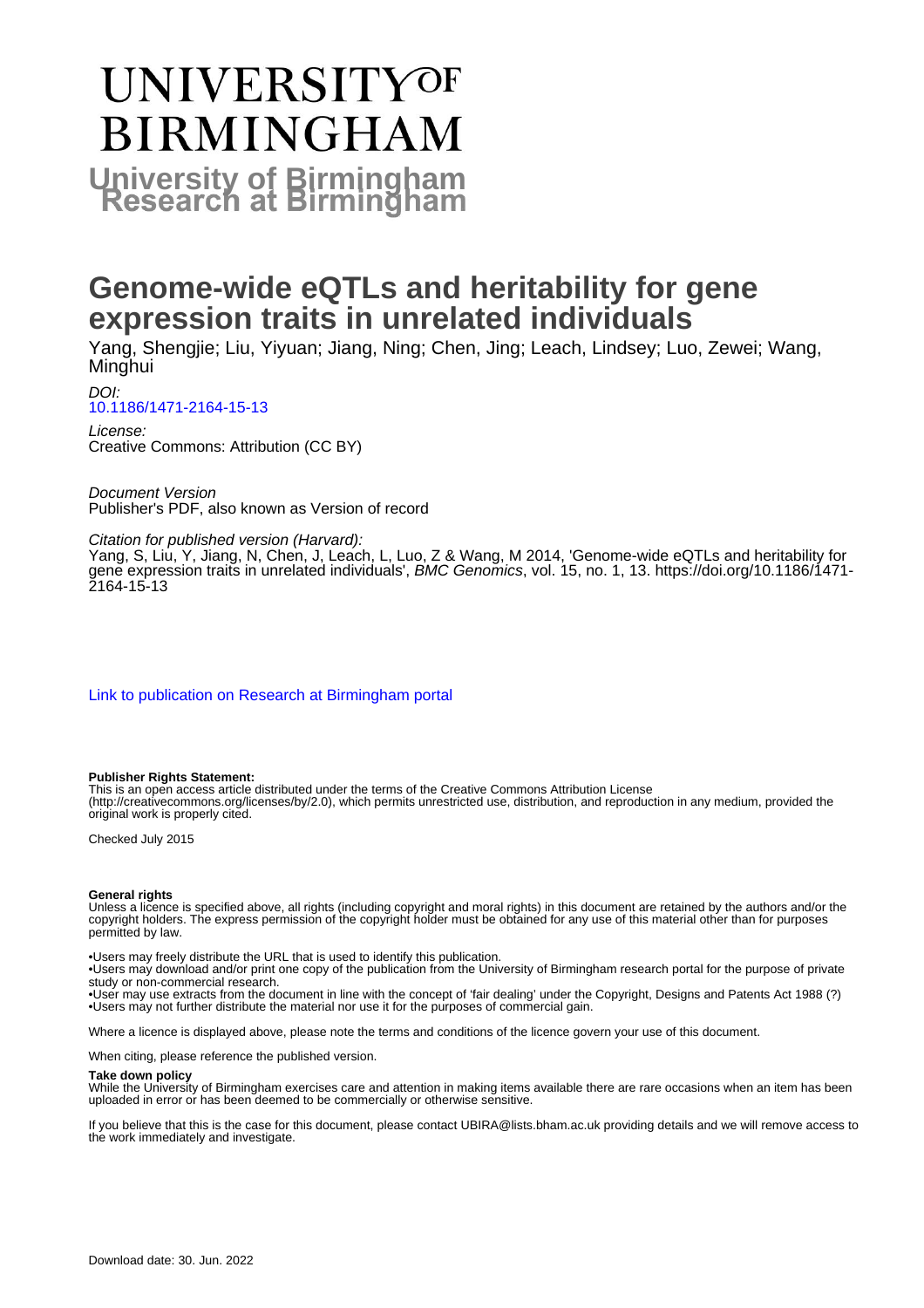# UNIVERSITY OF BIRMINGHAM

## University of Birmingham Research at Birmingham

# Genome-wide eQTLs and heritability for gene expression traits in unrelated individuals

Yang, Shengjie; Liu, Yiyuan; Jiang, Ning; Chen, Jing; Leach, Lindsey; Luo, Zewei; Wang, Minghui

*DOI:*
10.1186/1471-2164-15-13

*License:*
Creative Commons: Attribution (CC BY)

*Document Version*
Publisher's PDF, also known as Version of record

*Citation for published version (Harvard):*
Yang, S, Liu, Y, Jiang, N, Chen, J, Leach, L, Luo, Z & Wang, M 2014, 'Genome-wide eQTLs and heritability for gene expression traits in unrelated individuals', *BMC Genomics*, vol. 15, no. 1, 13. https://doi.org/10.1186/1471-2164-15-13

Link to publication on Research at Birmingham portal

**Publisher Rights Statement:**
This is an open access article distributed under the terms of the Creative Commons Attribution License (http://creativecommons.org/licenses/by/2.0), which permits unrestricted use, distribution, and reproduction in any medium, provided the original work is properly cited.

Checked July 2015

**General rights**
Unless a licence is specified above, all rights (including copyright and moral rights) in this document are retained by the authors and/or the copyright holders. The express permission of the copyright holder must be obtained for any use of this material other than for purposes permitted by law.

•Users may freely distribute the URL that is used to identify this publication.
•Users may download and/or print one copy of the publication from the University of Birmingham research portal for the purpose of private study or non-commercial research.
•User may use extracts from the document in line with the concept of 'fair dealing' under the Copyright, Designs and Patents Act 1988 (?)
•Users may not further distribute the material nor use it for the purposes of commercial gain.

Where a licence is displayed above, please note the terms and conditions of the licence govern your use of this document.

When citing, please reference the published version.

**Take down policy**
While the University of Birmingham exercises care and attention in making items available there are rare occasions when an item has been uploaded in error or has been deemed to be commercially or otherwise sensitive.

If you believe that this is the case for this document, please contact UBIRA@lists.bham.ac.uk providing details and we will remove access to the work immediately and investigate.

Download date: 30. Jun. 2022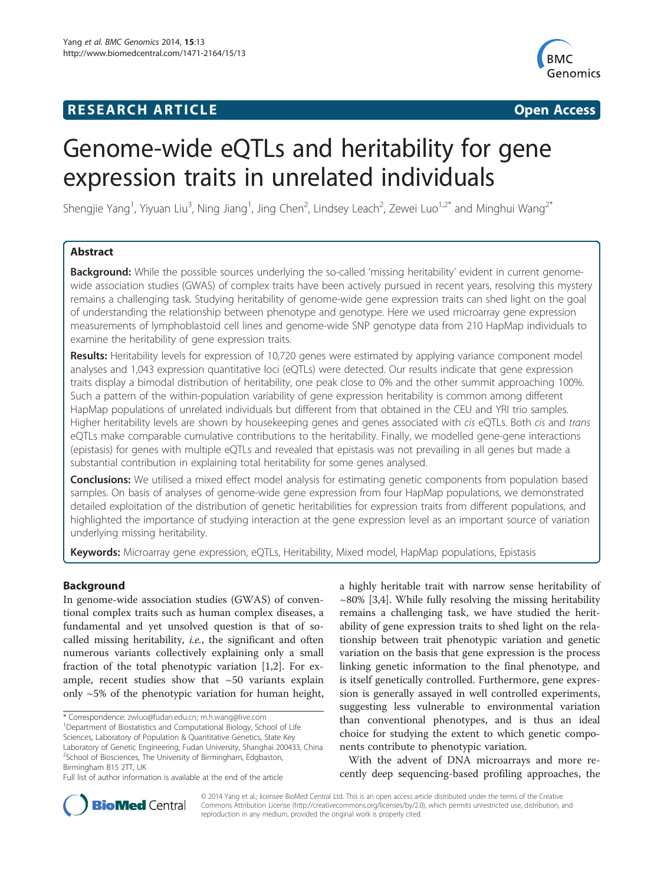# Genome-wide eQTLs and heritability for gene expression traits in unrelated individuals

Shengjie Yang[1], Yiyuan Liu[3], Ning Jiang[1], Jing Chen[2], Lindsey Leach[2], Zewei Luo[1,2*] and Minghui Wang[2*]

## Abstract

**Background:** While the possible sources underlying the so-called 'missing heritability' evident in current genome-wide association studies (GWAS) of complex traits have been actively pursued in recent years, resolving this mystery remains a challenging task. Studying heritability of genome-wide gene expression traits can shed light on the goal of understanding the relationship between phenotype and genotype. Here we used microarray gene expression measurements of lymphoblastoid cell lines and genome-wide SNP genotype data from 210 HapMap individuals to examine the heritability of gene expression traits.

**Results:** Heritability levels for expression of 10,720 genes were estimated by applying variance component model analyses and 1,043 expression quantitative loci (eQTLs) were detected. Our results indicate that gene expression traits display a bimodal distribution of heritability, one peak close to 0% and the other summit approaching 100%. Such a pattern of the within-population variability of gene expression heritability is common among different HapMap populations of unrelated individuals but different from that obtained in the CEU and YRI trio samples. Higher heritability levels are shown by housekeeping genes and genes associated with *cis* eQTLs. Both *cis* and *trans* eQTLs make comparable cumulative contributions to the heritability. Finally, we modelled gene-gene interactions (epistasis) for genes with multiple eQTLs and revealed that epistasis was not prevailing in all genes but made a substantial contribution in explaining total heritability for some genes analysed.

**Conclusions:** We utilised a mixed effect model analysis for estimating genetic components from population based samples. On basis of analyses of genome-wide gene expression from four HapMap populations, we demonstrated detailed exploitation of the distribution of genetic heritabilities for expression traits from different populations, and highlighted the importance of studying interaction at the gene expression level as an important source of variation underlying missing heritability.

**Keywords:** Microarray gene expression, eQTLs, Heritability, Mixed model, HapMap populations, Epistasis

## Background

In genome-wide association studies (GWAS) of conventional complex traits such as human complex diseases, a fundamental and yet unsolved question is that of so-called missing heritability, *i.e.*, the significant and often numerous variants collectively explaining only a small fraction of the total phenotypic variation [1,2]. For example, recent studies show that ~50 variants explain only ~5% of the phenotypic variation for human height, a highly heritable trait with narrow sense heritability of ~80% [3,4]. While fully resolving the missing heritability remains a challenging task, we have studied the heritability of gene expression traits to shed light on the relationship between trait phenotypic variation and genetic variation on the basis that gene expression is the process linking genetic information to the final phenotype, and is itself genetically controlled. Furthermore, gene expression is generally assayed in well controlled experiments, suggesting less vulnerable to environmental variation than conventional phenotypes, and is thus an ideal choice for studying the extent to which genetic components contribute to phenotypic variation.

With the advent of DNA microarrays and more recently deep sequencing-based profiling approaches, the

\* Correspondence: zwluo@fudan.edu.cn; m.h.wang@live.com
[1]Department of Biostatistics and Computational Biology, School of Life Sciences, Laboratory of Population & Quantitative Genetics, State Key Laboratory of Genetic Engineering, Fudan University, Shanghai 200433, China
[2]School of Biosciences, The University of Birmingham, Edgbaston, Birmingham B15 2TT, UK
Full list of author information is available at the end of the article

© 2014 Yang et al.; licensee BioMed Central Ltd. This is an open access article distributed under the terms of the Creative Commons Attribution License (http://creativecommons.org/licenses/by/2.0), which permits unrestricted use, distribution, and reproduction in any medium, provided the original work is properly cited.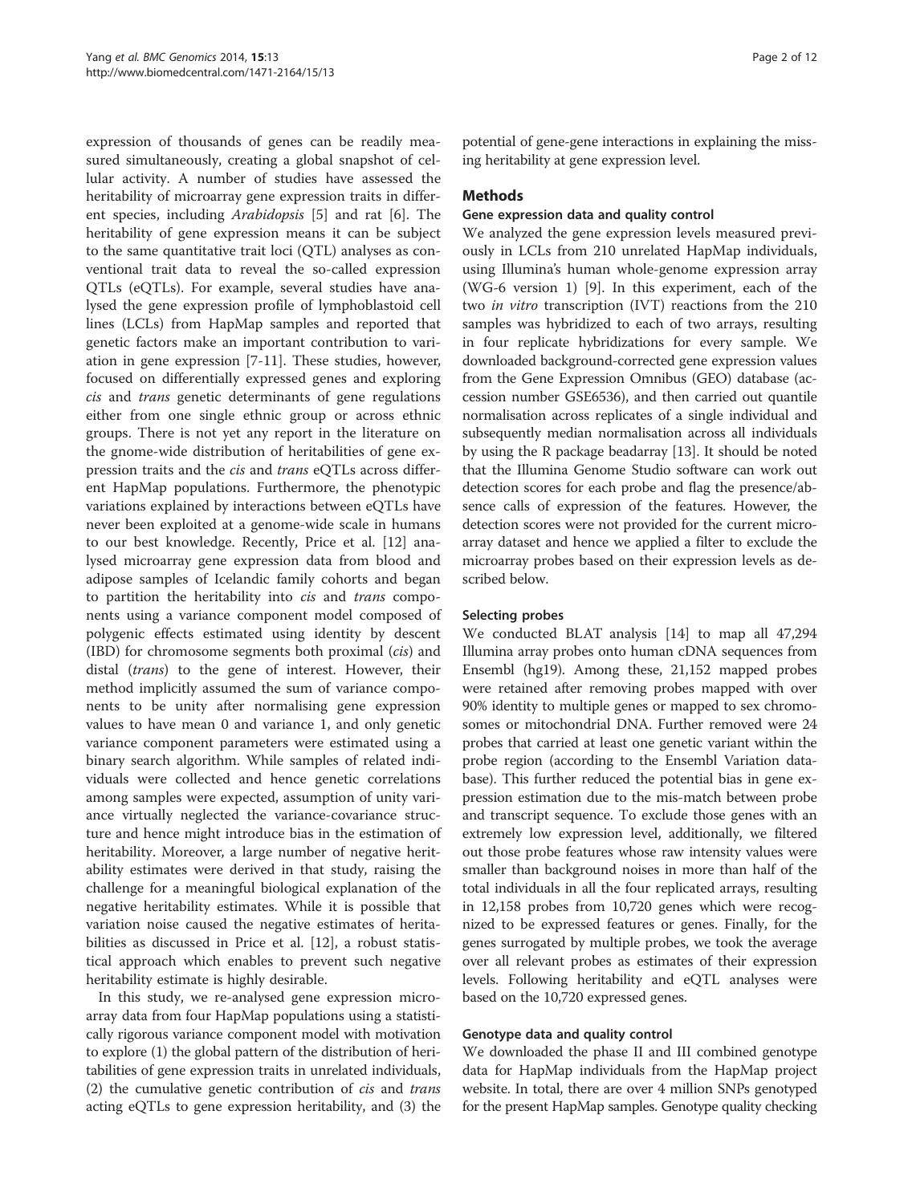expression of thousands of genes can be readily measured simultaneously, creating a global snapshot of cellular activity. A number of studies have assessed the heritability of microarray gene expression traits in different species, including *Arabidopsis* [5] and rat [6]. The heritability of gene expression means it can be subject to the same quantitative trait loci (QTL) analyses as conventional trait data to reveal the so-called expression QTLs (eQTLs). For example, several studies have analysed the gene expression profile of lymphoblastoid cell lines (LCLs) from HapMap samples and reported that genetic factors make an important contribution to variation in gene expression [7-11]. These studies, however, focused on differentially expressed genes and exploring *cis* and *trans* genetic determinants of gene regulations either from one single ethnic group or across ethnic groups. There is not yet any report in the literature on the gnome-wide distribution of heritabilities of gene expression traits and the *cis* and *trans* eQTLs across different HapMap populations. Furthermore, the phenotypic variations explained by interactions between eQTLs have never been exploited at a genome-wide scale in humans to our best knowledge. Recently, Price et al. [12] analysed microarray gene expression data from blood and adipose samples of Icelandic family cohorts and began to partition the heritability into *cis* and *trans* components using a variance component model composed of polygenic effects estimated using identity by descent (IBD) for chromosome segments both proximal (*cis*) and distal (*trans*) to the gene of interest. However, their method implicitly assumed the sum of variance components to be unity after normalising gene expression values to have mean 0 and variance 1, and only genetic variance component parameters were estimated using a binary search algorithm. While samples of related individuals were collected and hence genetic correlations among samples were expected, assumption of unity variance virtually neglected the variance-covariance structure and hence might introduce bias in the estimation of heritability. Moreover, a large number of negative heritability estimates were derived in that study, raising the challenge for a meaningful biological explanation of the negative heritability estimates. While it is possible that variation noise caused the negative estimates of heritabilities as discussed in Price et al. [12], a robust statistical approach which enables to prevent such negative heritability estimate is highly desirable.

In this study, we re-analysed gene expression microarray data from four HapMap populations using a statistically rigorous variance component model with motivation to explore (1) the global pattern of the distribution of heritabilities of gene expression traits in unrelated individuals, (2) the cumulative genetic contribution of *cis* and *trans* acting eQTLs to gene expression heritability, and (3) the potential of gene-gene interactions in explaining the missing heritability at gene expression level.

## Methods

### Gene expression data and quality control

We analyzed the gene expression levels measured previously in LCLs from 210 unrelated HapMap individuals, using Illumina's human whole-genome expression array (WG-6 version 1) [9]. In this experiment, each of the two *in vitro* transcription (IVT) reactions from the 210 samples was hybridized to each of two arrays, resulting in four replicate hybridizations for every sample. We downloaded background-corrected gene expression values from the Gene Expression Omnibus (GEO) database (accession number GSE6536), and then carried out quantile normalisation across replicates of a single individual and subsequently median normalisation across all individuals by using the R package beadarray [13]. It should be noted that the Illumina Genome Studio software can work out detection scores for each probe and flag the presence/absence calls of expression of the features. However, the detection scores were not provided for the current microarray dataset and hence we applied a filter to exclude the microarray probes based on their expression levels as described below.

### Selecting probes

We conducted BLAT analysis [14] to map all 47,294 Illumina array probes onto human cDNA sequences from Ensembl (hg19). Among these, 21,152 mapped probes were retained after removing probes mapped with over 90% identity to multiple genes or mapped to sex chromosomes or mitochondrial DNA. Further removed were 24 probes that carried at least one genetic variant within the probe region (according to the Ensembl Variation database). This further reduced the potential bias in gene expression estimation due to the mis-match between probe and transcript sequence. To exclude those genes with an extremely low expression level, additionally, we filtered out those probe features whose raw intensity values were smaller than background noises in more than half of the total individuals in all the four replicated arrays, resulting in 12,158 probes from 10,720 genes which were recognized to be expressed features or genes. Finally, for the genes surrogated by multiple probes, we took the average over all relevant probes as estimates of their expression levels. Following heritability and eQTL analyses were based on the 10,720 expressed genes.

### Genotype data and quality control

We downloaded the phase II and III combined genotype data for HapMap individuals from the HapMap project website. In total, there are over 4 million SNPs genotyped for the present HapMap samples. Genotype quality checking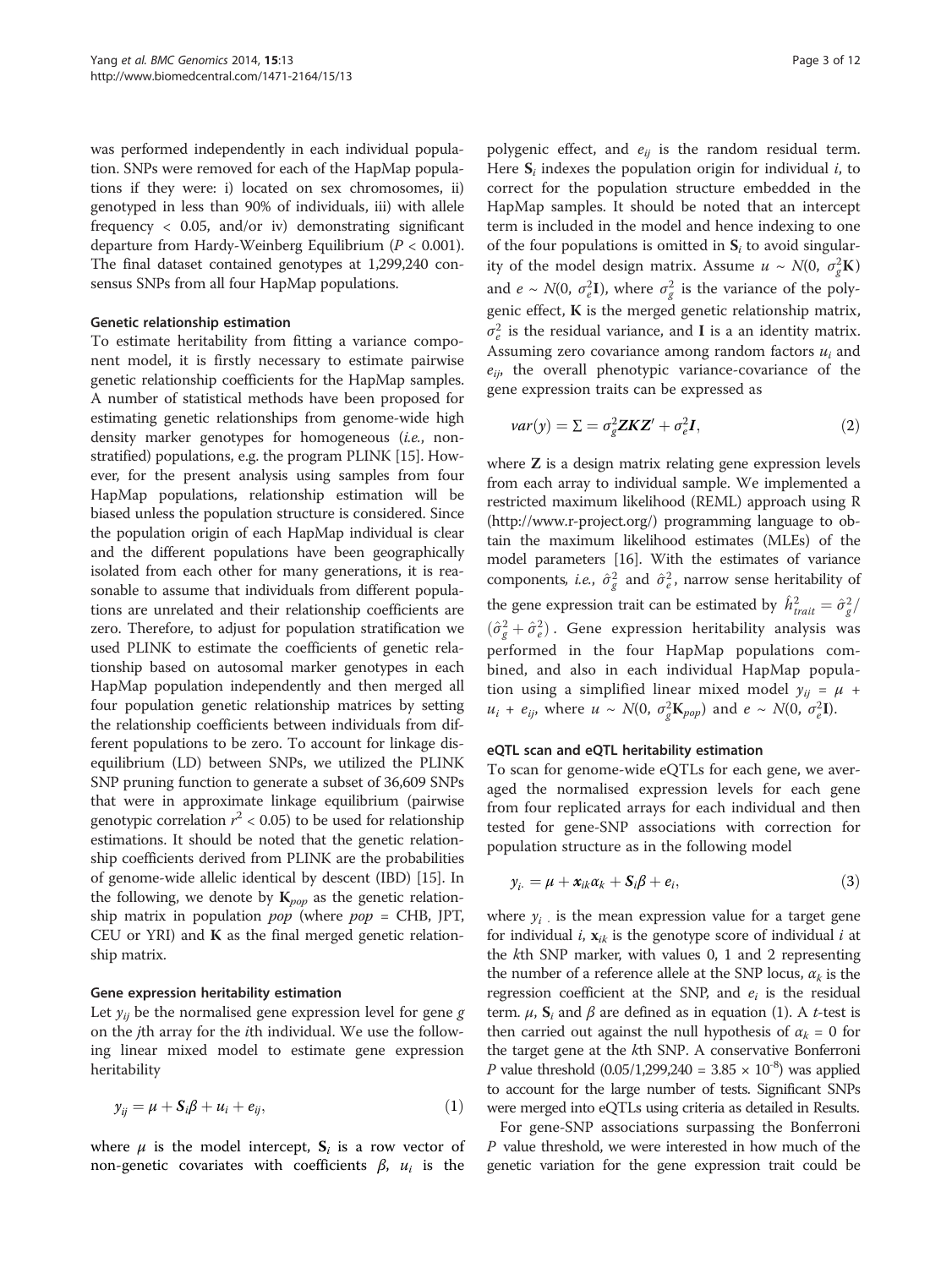was performed independently in each individual population. SNPs were removed for each of the HapMap populations if they were: i) located on sex chromosomes, ii) genotyped in less than 90% of individuals, iii) with allele frequency < 0.05, and/or iv) demonstrating significant departure from Hardy-Weinberg Equilibrium ($P < 0.001$). The final dataset contained genotypes at 1,299,240 consensus SNPs from all four HapMap populations.

#### Genetic relationship estimation

To estimate heritability from fitting a variance component model, it is firstly necessary to estimate pairwise genetic relationship coefficients for the HapMap samples. A number of statistical methods have been proposed for estimating genetic relationships from genome-wide high density marker genotypes for homogeneous (*i.e.*, non-stratified) populations, e.g. the program PLINK [15]. However, for the present analysis using samples from four HapMap populations, relationship estimation will be biased unless the population structure is considered. Since the population origin of each HapMap individual is clear and the different populations have been geographically isolated from each other for many generations, it is reasonable to assume that individuals from different populations are unrelated and their relationship coefficients are zero. Therefore, to adjust for population stratification we used PLINK to estimate the coefficients of genetic relationship based on autosomal marker genotypes in each HapMap population independently and then merged all four population genetic relationship matrices by setting the relationship coefficients between individuals from different populations to be zero. To account for linkage disequilibrium (LD) between SNPs, we utilized the PLINK SNP pruning function to generate a subset of 36,609 SNPs that were in approximate linkage equilibrium (pairwise genotypic correlation $r^2 < 0.05$) to be used for relationship estimations. It should be noted that the genetic relationship coefficients derived from PLINK are the probabilities of genome-wide allelic identical by descent (IBD) [15]. In the following, we denote by $\mathbf{K}_{pop}$ as the genetic relationship matrix in population *pop* (where *pop* = CHB, JPT, CEU or YRI) and $\mathbf{K}$ as the final merged genetic relationship matrix.

#### Gene expression heritability estimation

Let $y_{ij}$ be the normalised gene expression level for gene *g* on the *j*th array for the *i*th individual. We use the following linear mixed model to estimate gene expression heritability

$$y_{ij} = \mu + \boldsymbol{S}_i\beta + u_i + e_{ij}, \tag{1}$$

where $\mu$ is the model intercept, $\mathbf{S}_i$ is a row vector of non-genetic covariates with coefficients $\beta$, $u_i$ is the polygenic effect, and $e_{ij}$ is the random residual term. Here $\mathbf{S}_i$ indexes the population origin for individual *i*, to correct for the population structure embedded in the HapMap samples. It should be noted that an intercept term is included in the model and hence indexing to one of the four populations is omitted in $\mathbf{S}_i$ to avoid singularity of the model design matrix. Assume $u \sim N(0,\ \sigma_g^2\mathbf{K})$ and $e \sim N(0,\ \sigma_e^2\mathbf{I})$, where $\sigma_g^2$ is the variance of the polygenic effect, $\mathbf{K}$ is the merged genetic relationship matrix, $\sigma_e^2$ is the residual variance, and $\mathbf{I}$ is a an identity matrix. Assuming zero covariance among random factors $u_i$ and $e_{ij}$, the overall phenotypic variance-covariance of the gene expression traits can be expressed as

$$var(y) = \Sigma = \sigma_g^2\boldsymbol{ZKZ}' + \sigma_e^2\boldsymbol{I}, \tag{2}$$

where $\mathbf{Z}$ is a design matrix relating gene expression levels from each array to individual sample. We implemented a restricted maximum likelihood (REML) approach using R (http://www.r-project.org/) programming language to obtain the maximum likelihood estimates (MLEs) of the model parameters [16]. With the estimates of variance components, *i.e.*, $\hat{\sigma}_g^2$ and $\hat{\sigma}_e^2$, narrow sense heritability of the gene expression trait can be estimated by $\hat{h}_{trait}^2 = \hat{\sigma}_g^2/(\hat{\sigma}_g^2 + \hat{\sigma}_e^2)$. Gene expression heritability analysis was performed in the four HapMap populations combined, and also in each individual HapMap population using a simplified linear mixed model $y_{ij} = \mu + u_i + e_{ij}$, where $u \sim N(0,\ \sigma_g^2\mathbf{K}_{pop})$ and $e \sim N(0,\ \sigma_e^2\mathbf{I})$.

#### eQTL scan and eQTL heritability estimation

To scan for genome-wide eQTLs for each gene, we averaged the normalised expression levels for each gene from four replicated arrays for each individual and then tested for gene-SNP associations with correction for population structure as in the following model

$$y_{i\cdot} = \mu + \boldsymbol{x}_{ik}\alpha_k + \boldsymbol{S}_i\beta + e_i, \tag{3}$$

where $y_{i\cdot}$ is the mean expression value for a target gene for individual *i*, $\mathbf{x}_{ik}$ is the genotype score of individual *i* at the *k*th SNP marker, with values 0, 1 and 2 representing the number of a reference allele at the SNP locus, $\alpha_k$ is the regression coefficient at the SNP, and $e_i$ is the residual term. $\mu$, $\mathbf{S}_i$ and $\beta$ are defined as in equation (1). A *t*-test is then carried out against the null hypothesis of $\alpha_k = 0$ for the target gene at the *k*th SNP. A conservative Bonferroni *P* value threshold ($0.05/1,299,240 = 3.85 \times 10^{-8}$) was applied to account for the large number of tests. Significant SNPs were merged into eQTLs using criteria as detailed in Results.

For gene-SNP associations surpassing the Bonferroni *P* value threshold, we were interested in how much of the genetic variation for the gene expression trait could be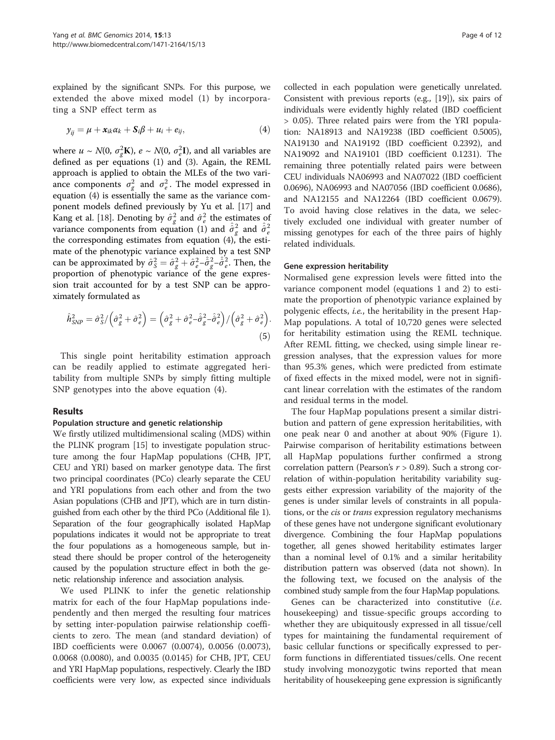explained by the significant SNPs. For this purpose, we extended the above mixed model (1) by incorporating a SNP effect term as

$$y_{ij} = \mu + \boldsymbol{x}_{ik}\alpha_k + \boldsymbol{S}_i\beta + u_i + e_{ij}, \tag{4}$$

where $u \sim N(0, \sigma_g^2\mathbf{K})$, $e \sim N(0, \sigma_e^2\mathbf{I})$, and all variables are defined as per equations (1) and (3). Again, the REML approach is applied to obtain the MLEs of the two variance components $\sigma_g^2$ and $\sigma_e^2$. The model expressed in equation (4) is essentially the same as the variance component models defined previously by Yu et al. [17] and Kang et al. [18]. Denoting by $\hat{\sigma}_g^2$ and $\hat{\sigma}_e^2$ the estimates of variance components from equation (1) and $\hat{\hat{\sigma}}_g^2$ and $\hat{\hat{\sigma}}_e^2$ the corresponding estimates from equation (4), the estimate of the phenotypic variance explained by a test SNP can be approximated by $\hat{\sigma}_S^2 = \hat{\sigma}_g^2 + \hat{\sigma}_e^2 - \hat{\hat{\sigma}}_g^2 - \hat{\hat{\sigma}}_e^2$. Then, the proportion of phenotypic variance of the gene expression trait accounted for by a test SNP can be approximately formulated as

$$\hat{h}_{SNP}^2 = \hat{\sigma}_S^2 / \left(\hat{\sigma}_g^2 + \hat{\sigma}_e^2\right) = \left(\hat{\sigma}_g^2 + \hat{\sigma}_e^2 - \hat{\hat{\sigma}}_g^2 - \hat{\hat{\sigma}}_e^2\right) / \left(\hat{\sigma}_g^2 + \hat{\sigma}_e^2\right). \tag{5}$$

This single point heritability estimation approach can be readily applied to estimate aggregated heritability from multiple SNPs by simply fitting multiple SNP genotypes into the above equation (4).

## Results

### Population structure and genetic relationship

We firstly utilized multidimensional scaling (MDS) within the PLINK program [15] to investigate population structure among the four HapMap populations (CHB, JPT, CEU and YRI) based on marker genotype data. The first two principal coordinates (PCo) clearly separate the CEU and YRI populations from each other and from the two Asian populations (CHB and JPT), which are in turn distinguished from each other by the third PCo (Additional file 1). Separation of the four geographically isolated HapMap populations indicates it would not be appropriate to treat the four populations as a homogeneous sample, but instead there should be proper control of the heterogeneity caused by the population structure effect in both the genetic relationship inference and association analysis.

We used PLINK to infer the genetic relationship matrix for each of the four HapMap populations independently and then merged the resulting four matrices by setting inter-population pairwise relationship coefficients to zero. The mean (and standard deviation) of IBD coefficients were 0.0067 (0.0074), 0.0056 (0.0073), 0.0068 (0.0080), and 0.0035 (0.0145) for CHB, JPT, CEU and YRI HapMap populations, respectively. Clearly the IBD coefficients were very low, as expected since individuals collected in each population were genetically unrelated. Consistent with previous reports (e.g., [19]), six pairs of individuals were evidently highly related (IBD coefficient > 0.05). Three related pairs were from the YRI population: NA18913 and NA19238 (IBD coefficient 0.5005), NA19130 and NA19192 (IBD coefficient 0.2392), and NA19092 and NA19101 (IBD coefficient 0.1231). The remaining three potentially related pairs were between CEU individuals NA06993 and NA07022 (IBD coefficient 0.0696), NA06993 and NA07056 (IBD coefficient 0.0686), and NA12155 and NA12264 (IBD coefficient 0.0679). To avoid having close relatives in the data, we selectively excluded one individual with greater number of missing genotypes for each of the three pairs of highly related individuals.

### Gene expression heritability

Normalised gene expression levels were fitted into the variance component model (equations 1 and 2) to estimate the proportion of phenotypic variance explained by polygenic effects, *i.e.*, the heritability in the present HapMap populations. A total of 10,720 genes were selected for heritability estimation using the REML technique. After REML fitting, we checked, using simple linear regression analyses, that the expression values for more than 95.3% genes, which were predicted from estimate of fixed effects in the mixed model, were not in significant linear correlation with the estimates of the random and residual terms in the model.

The four HapMap populations present a similar distribution and pattern of gene expression heritabilities, with one peak near 0 and another at about 90% (Figure 1). Pairwise comparison of heritability estimations between all HapMap populations further confirmed a strong correlation pattern (Pearson's $r > 0.89$). Such a strong correlation of within-population heritability variability suggests either expression variability of the majority of the genes is under similar levels of constraints in all populations, or the *cis* or *trans* expression regulatory mechanisms of these genes have not undergone significant evolutionary divergence. Combining the four HapMap populations together, all genes showed heritability estimates larger than a nominal level of 0.1% and a similar heritability distribution pattern was observed (data not shown). In the following text, we focused on the analysis of the combined study sample from the four HapMap populations.

Genes can be characterized into constitutive (*i.e.* housekeeping) and tissue-specific groups according to whether they are ubiquitously expressed in all tissue/cell types for maintaining the fundamental requirement of basic cellular functions or specifically expressed to perform functions in differentiated tissues/cells. One recent study involving monozygotic twins reported that mean heritability of housekeeping gene expression is significantly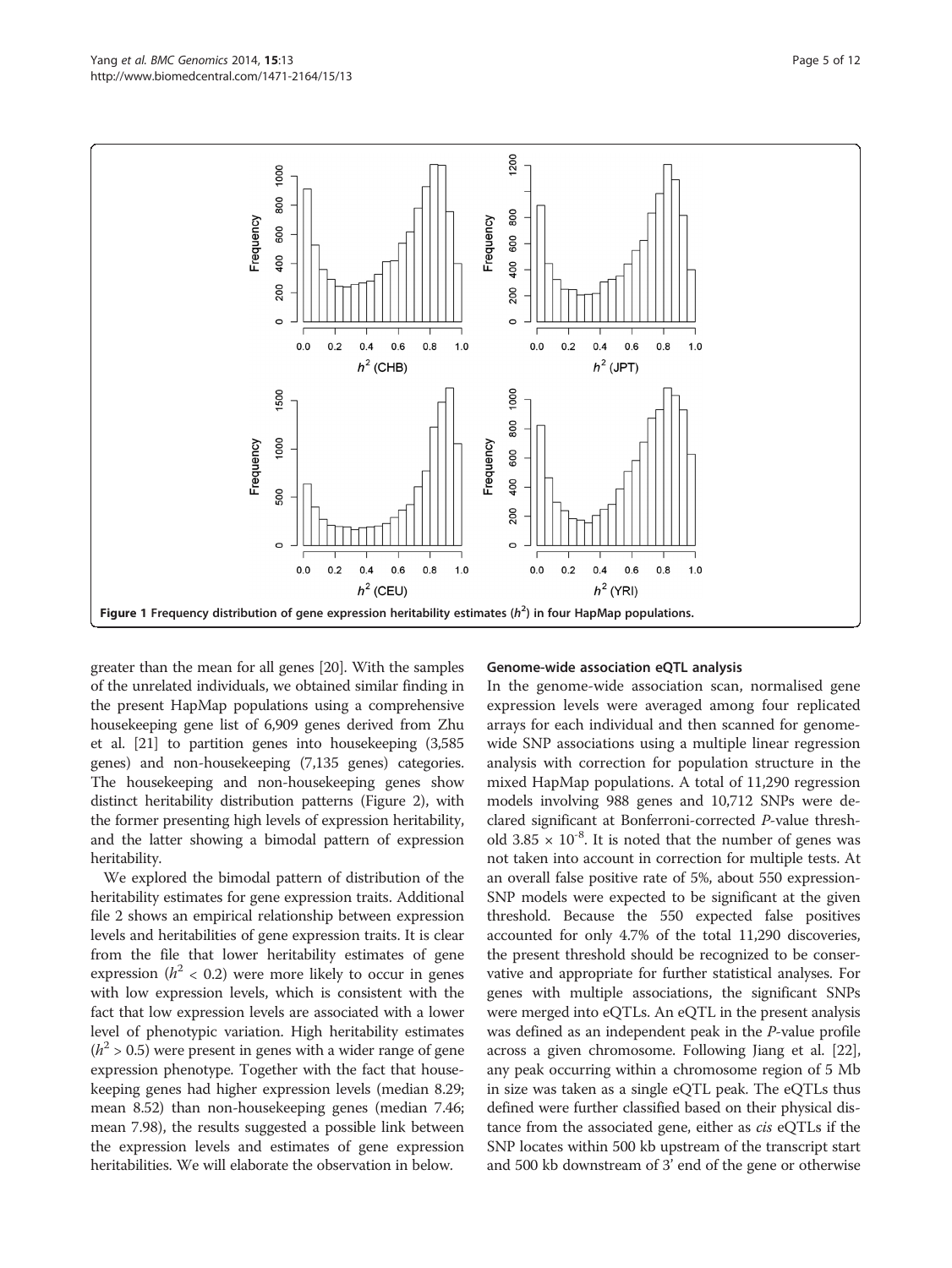Frequency

0 200 400 600 800 1000

0.0 0.2 0.4 0.6 0.8 1.0

$h^2$ (CHB)

Frequency

0 200 400 600 800 1200

0.0 0.2 0.4 0.6 0.8 1.0

$h^2$ (JPT)

Frequency

0 500 1000 1500

0.0 0.2 0.4 0.6 0.8 1.0

$h^2$ (CEU)

Frequency

0 200 400 600 800 1000

0.0 0.2 0.4 0.6 0.8 1.0

$h^2$ (YRI)

**Figure 1 Frequency distribution of gene expression heritability estimates ($h^2$) in four HapMap populations.**

greater than the mean for all genes [20]. With the samples of the unrelated individuals, we obtained similar finding in the present HapMap populations using a comprehensive housekeeping gene list of 6,909 genes derived from Zhu et al. [21] to partition genes into housekeeping (3,585 genes) and non-housekeeping (7,135 genes) categories. The housekeeping and non-housekeeping genes show distinct heritability distribution patterns (Figure 2), with the former presenting high levels of expression heritability, and the latter showing a bimodal pattern of expression heritability.

We explored the bimodal pattern of distribution of the heritability estimates for gene expression traits. Additional file 2 shows an empirical relationship between expression levels and heritabilities of gene expression traits. It is clear from the file that lower heritability estimates of gene expression ($h^2 < 0.2$) were more likely to occur in genes with low expression levels, which is consistent with the fact that low expression levels are associated with a lower level of phenotypic variation. High heritability estimates ($h^2 > 0.5$) were present in genes with a wider range of gene expression phenotype. Together with the fact that housekeeping genes had higher expression levels (median 8.29; mean 8.52) than non-housekeeping genes (median 7.46; mean 7.98), the results suggested a possible link between the expression levels and estimates of gene expression heritabilities. We will elaborate the observation in below.

### Genome-wide association eQTL analysis

In the genome-wide association scan, normalised gene expression levels were averaged among four replicated arrays for each individual and then scanned for genome-wide SNP associations using a multiple linear regression analysis with correction for population structure in the mixed HapMap populations. A total of 11,290 regression models involving 988 genes and 10,712 SNPs were declared significant at Bonferroni-corrected *P*-value threshold $3.85 \times 10^{-8}$. It is noted that the number of genes was not taken into account in correction for multiple tests. At an overall false positive rate of 5%, about 550 expression-SNP models were expected to be significant at the given threshold. Because the 550 expected false positives accounted for only 4.7% of the total 11,290 discoveries, the present threshold should be recognized to be conservative and appropriate for further statistical analyses. For genes with multiple associations, the significant SNPs were merged into eQTLs. An eQTL in the present analysis was defined as an independent peak in the *P*-value profile across a given chromosome. Following Jiang et al. [22], any peak occurring within a chromosome region of 5 Mb in size was taken as a single eQTL peak. The eQTLs thus defined were further classified based on their physical distance from the associated gene, either as *cis* eQTLs if the SNP locates within 500 kb upstream of the transcript start and 500 kb downstream of 3' end of the gene or otherwise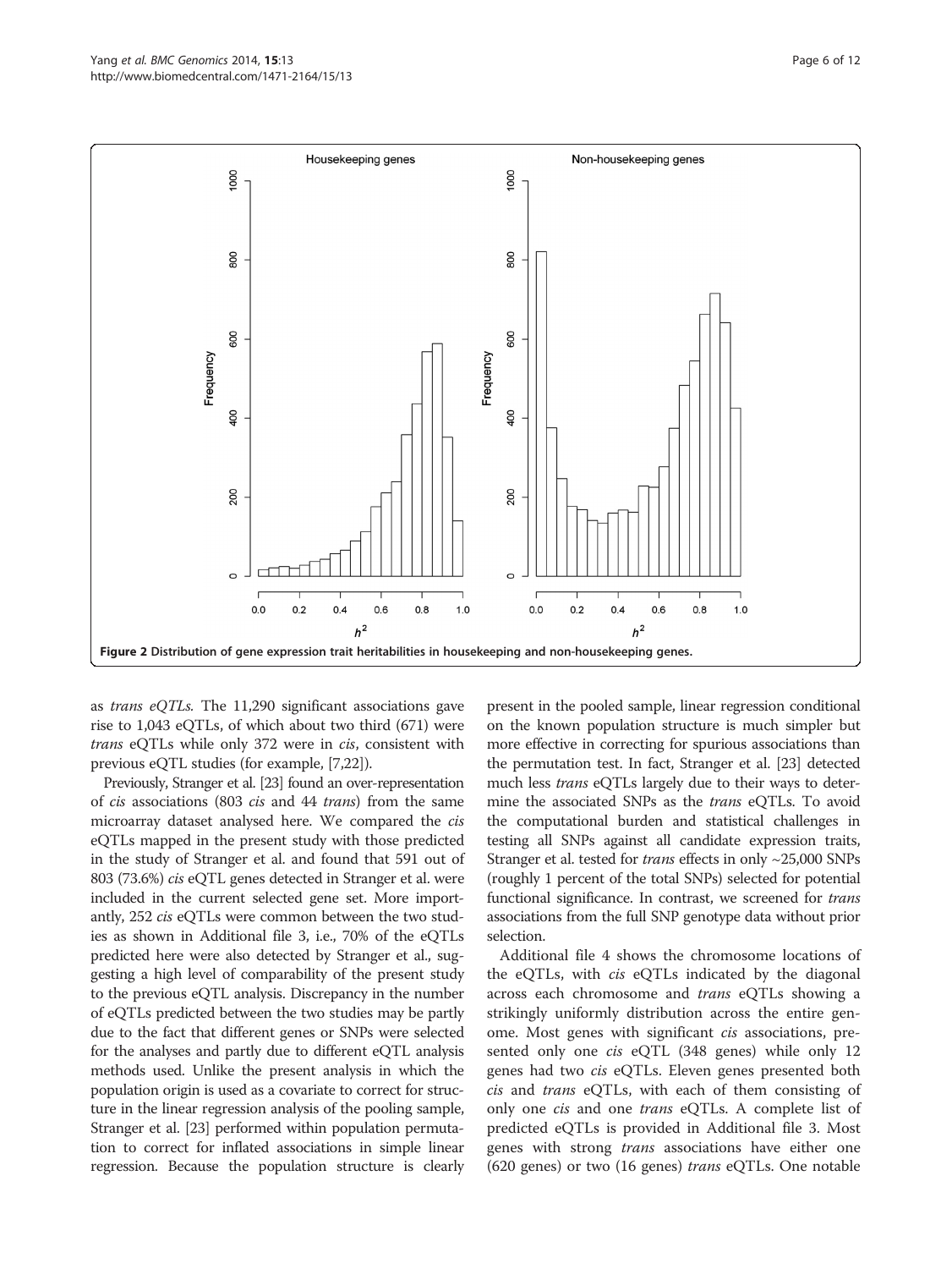Figure 2 Distribution of gene expression trait heritabilities in housekeeping and non-housekeeping genes.

as *trans eQTLs.* The 11,290 significant associations gave rise to 1,043 eQTLs, of which about two third (671) were *trans* eQTLs while only 372 were in *cis*, consistent with previous eQTL studies (for example, [7,22]).

Previously, Stranger et al. [23] found an over-representation of *cis* associations (803 *cis* and 44 *trans*) from the same microarray dataset analysed here. We compared the *cis* eQTLs mapped in the present study with those predicted in the study of Stranger et al. and found that 591 out of 803 (73.6%) *cis* eQTL genes detected in Stranger et al. were included in the current selected gene set. More importantly, 252 *cis* eQTLs were common between the two studies as shown in Additional file 3, i.e., 70% of the eQTLs predicted here were also detected by Stranger et al., suggesting a high level of comparability of the present study to the previous eQTL analysis. Discrepancy in the number of eQTLs predicted between the two studies may be partly due to the fact that different genes or SNPs were selected for the analyses and partly due to different eQTL analysis methods used. Unlike the present analysis in which the population origin is used as a covariate to correct for structure in the linear regression analysis of the pooling sample, Stranger et al. [23] performed within population permutation to correct for inflated associations in simple linear regression. Because the population structure is clearly present in the pooled sample, linear regression conditional on the known population structure is much simpler but more effective in correcting for spurious associations than the permutation test. In fact, Stranger et al. [23] detected much less *trans* eQTLs largely due to their ways to determine the associated SNPs as the *trans* eQTLs. To avoid the computational burden and statistical challenges in testing all SNPs against all candidate expression traits, Stranger et al. tested for *trans* effects in only ~25,000 SNPs (roughly 1 percent of the total SNPs) selected for potential functional significance. In contrast, we screened for *trans* associations from the full SNP genotype data without prior selection.

Additional file 4 shows the chromosome locations of the eQTLs, with *cis* eQTLs indicated by the diagonal across each chromosome and *trans* eQTLs showing a strikingly uniformly distribution across the entire genome. Most genes with significant *cis* associations, presented only one *cis* eQTL (348 genes) while only 12 genes had two *cis* eQTLs. Eleven genes presented both *cis* and *trans* eQTLs, with each of them consisting of only one *cis* and one *trans* eQTLs. A complete list of predicted eQTLs is provided in Additional file 3. Most genes with strong *trans* associations have either one (620 genes) or two (16 genes) *trans* eQTLs. One notable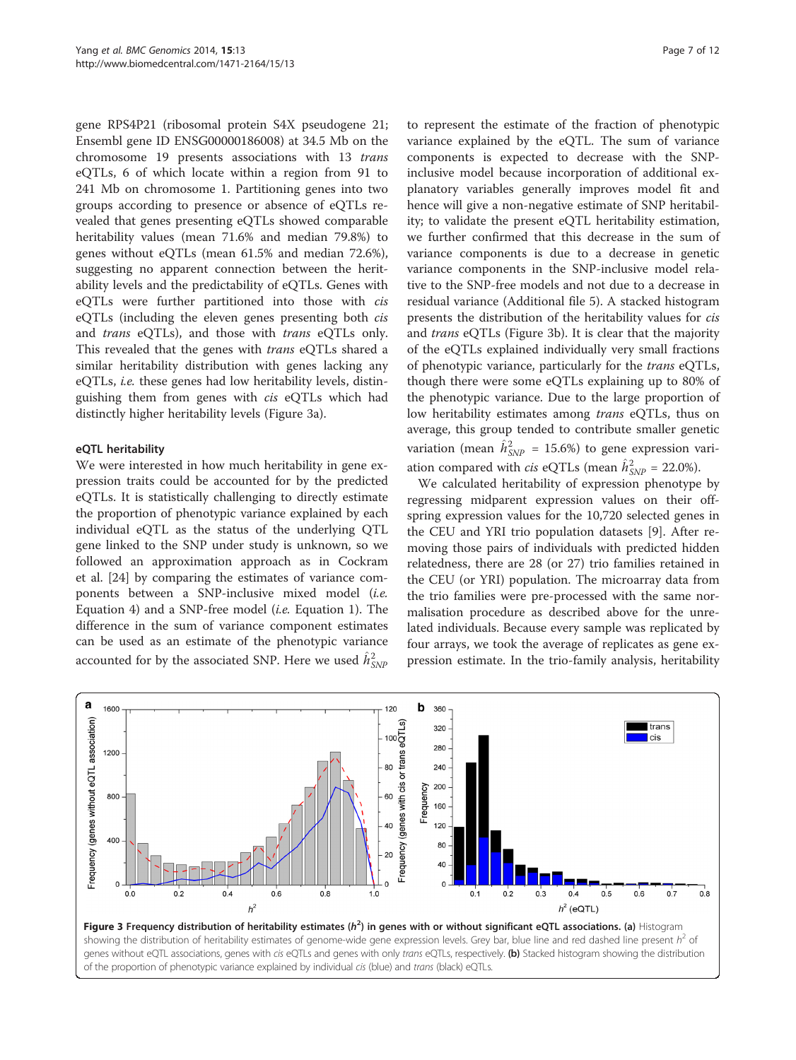gene RPS4P21 (ribosomal protein S4X pseudogene 21; Ensembl gene ID ENSG00000186008) at 34.5 Mb on the chromosome 19 presents associations with 13 *trans* eQTLs, 6 of which locate within a region from 91 to 241 Mb on chromosome 1. Partitioning genes into two groups according to presence or absence of eQTLs revealed that genes presenting eQTLs showed comparable heritability values (mean 71.6% and median 79.8%) to genes without eQTLs (mean 61.5% and median 72.6%), suggesting no apparent connection between the heritability levels and the predictability of eQTLs. Genes with eQTLs were further partitioned into those with *cis* eQTLs (including the eleven genes presenting both *cis* and *trans* eQTLs), and those with *trans* eQTLs only. This revealed that the genes with *trans* eQTLs shared a similar heritability distribution with genes lacking any eQTLs, *i.e.* these genes had low heritability levels, distinguishing them from genes with *cis* eQTLs which had distinctly higher heritability levels (Figure 3a).

#### eQTL heritability

We were interested in how much heritability in gene expression traits could be accounted for by the predicted eQTLs. It is statistically challenging to directly estimate the proportion of phenotypic variance explained by each individual eQTL as the status of the underlying QTL gene linked to the SNP under study is unknown, so we followed an approximation approach as in Cockram et al. [24] by comparing the estimates of variance components between a SNP-inclusive mixed model (*i.e.* Equation 4) and a SNP-free model (*i.e.* Equation 1). The difference in the sum of variance component estimates can be used as an estimate of the phenotypic variance accounted for by the associated SNP. Here we used $\hat{h}^2_{SNP}$ to represent the estimate of the fraction of phenotypic variance explained by the eQTL. The sum of variance components is expected to decrease with the SNP-inclusive model because incorporation of additional explanatory variables generally improves model fit and hence will give a non-negative estimate of SNP heritability; to validate the present eQTL heritability estimation, we further confirmed that this decrease in the sum of variance components is due to a decrease in genetic variance components in the SNP-inclusive model relative to the SNP-free models and not due to a decrease in residual variance (Additional file 5). A stacked histogram presents the distribution of the heritability values for *cis* and *trans* eQTLs (Figure 3b). It is clear that the majority of the eQTLs explained individually very small fractions of phenotypic variance, particularly for the *trans* eQTLs, though there were some eQTLs explaining up to 80% of the phenotypic variance. Due to the large proportion of low heritability estimates among *trans* eQTLs, thus on average, this group tended to contribute smaller genetic variation (mean $\hat{h}^2_{SNP}$ = 15.6%) to gene expression variation compared with *cis* eQTLs (mean $\hat{h}^2_{SNP}$ = 22.0%).

We calculated heritability of expression phenotype by regressing midparent expression values on their offspring expression values for the 10,720 selected genes in the CEU and YRI trio population datasets [9]. After removing those pairs of individuals with predicted hidden relatedness, there are 28 (or 27) trio families retained in the CEU (or YRI) population. The microarray data from the trio families were pre-processed with the same normalisation procedure as described above for the unrelated individuals. Because every sample was replicated by four arrays, we took the average of replicates as gene expression estimate. In the trio-family analysis, heritability

a
Frequency (genes without eQTL association)
Frequency (genes with cis or trans eQTLs)
$h^2$

b
Frequency
trans
cis
$h^2$ (eQTL)

**Figure 3 Frequency distribution of heritability estimates ($h^2$) in genes with or without significant eQTL associations. (a)** Histogram showing the distribution of heritability estimates of genome-wide gene expression levels. Grey bar, blue line and red dashed line present $h^2$ of genes without eQTL associations, genes with *cis* eQTLs and genes with only *trans* eQTLs, respectively. **(b)** Stacked histogram showing the distribution of the proportion of phenotypic variance explained by individual *cis* (blue) and *trans* (black) eQTLs.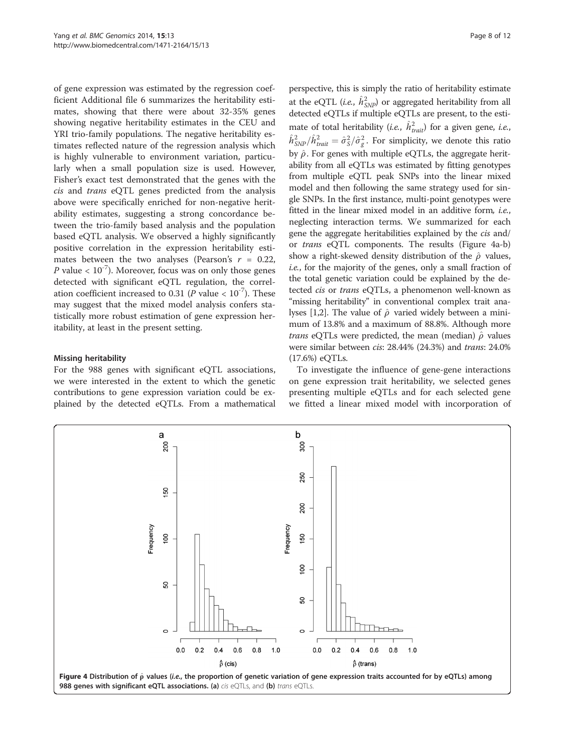of gene expression was estimated by the regression coefficient Additional file 6 summarizes the heritability estimates, showing that there were about 32-35% genes showing negative heritability estimates in the CEU and YRI trio-family populations. The negative heritability estimates reflected nature of the regression analysis which is highly vulnerable to environment variation, particularly when a small population size is used. However, Fisher's exact test demonstrated that the genes with the *cis* and *trans* eQTL genes predicted from the analysis above were specifically enriched for non-negative heritability estimates, suggesting a strong concordance between the trio-family based analysis and the population based eQTL analysis. We observed a highly significantly positive correlation in the expression heritability estimates between the two analyses (Pearson's $r = 0.22$, $P$ value $< 10^{-7}$). Moreover, focus was on only those genes detected with significant eQTL regulation, the correlation coefficient increased to 0.31 ($P$ value $< 10^{-7}$). These may suggest that the mixed model analysis confers statistically more robust estimation of gene expression heritability, at least in the present setting.

### Missing heritability

For the 988 genes with significant eQTL associations, we were interested in the extent to which the genetic contributions to gene expression variation could be explained by the detected eQTLs. From a mathematical perspective, this is simply the ratio of heritability estimate at the eQTL (*i.e.*, $\hat{h}^2_{SNP}$) or aggregated heritability from all detected eQTLs if multiple eQTLs are present, to the estimate of total heritability (*i.e.*, $\hat{h}^2_{trait}$) for a given gene, *i.e.*, $\hat{h}^2_{SNP}/\hat{h}^2_{trait} = \hat{\sigma}^2_S/\hat{\sigma}^2_g$. For simplicity, we denote this ratio by $\hat{\rho}$. For genes with multiple eQTLs, the aggregate heritability from all eQTLs was estimated by fitting genotypes from multiple eQTL peak SNPs into the linear mixed model and then following the same strategy used for single SNPs. In the first instance, multi-point genotypes were fitted in the linear mixed model in an additive form, *i.e.*, neglecting interaction terms. We summarized for each gene the aggregate heritabilities explained by the *cis* and/or *trans* eQTL components. The results (Figure 4a-b) show a right-skewed density distribution of the $\hat{\rho}$ values, *i.e.*, for the majority of the genes, only a small fraction of the total genetic variation could be explained by the detected *cis* or *trans* eQTLs, a phenomenon well-known as "missing heritability" in conventional complex trait analyses [1,2]. The value of $\hat{\rho}$ varied widely between a minimum of 13.8% and a maximum of 88.8%. Although more *trans* eQTLs were predicted, the mean (median) $\hat{\rho}$ values were similar between *cis*: 28.44% (24.3%) and *trans*: 24.0% (17.6%) eQTLs.

To investigate the influence of gene-gene interactions on gene expression trait heritability, we selected genes presenting multiple eQTLs and for each selected gene we fitted a linear mixed model with incorporation of

a
Frequency
0
50
100
150
200
0.0 0.2 0.4 0.6 0.8 1.0
$\hat{\rho}$ (cis)

b
Frequency
0
50
100
150
200
250
300
0.0 0.2 0.4 0.6 0.8 1.0
$\hat{\rho}$ (trans)

**Figure 4 Distribution of $\hat{\rho}$ values (*i.e.*, the proportion of genetic variation of gene expression traits accounted for by eQTLs) among 988 genes with significant eQTL associations. (a)** *cis* eQTLs, and **(b)** *trans* eQTLs.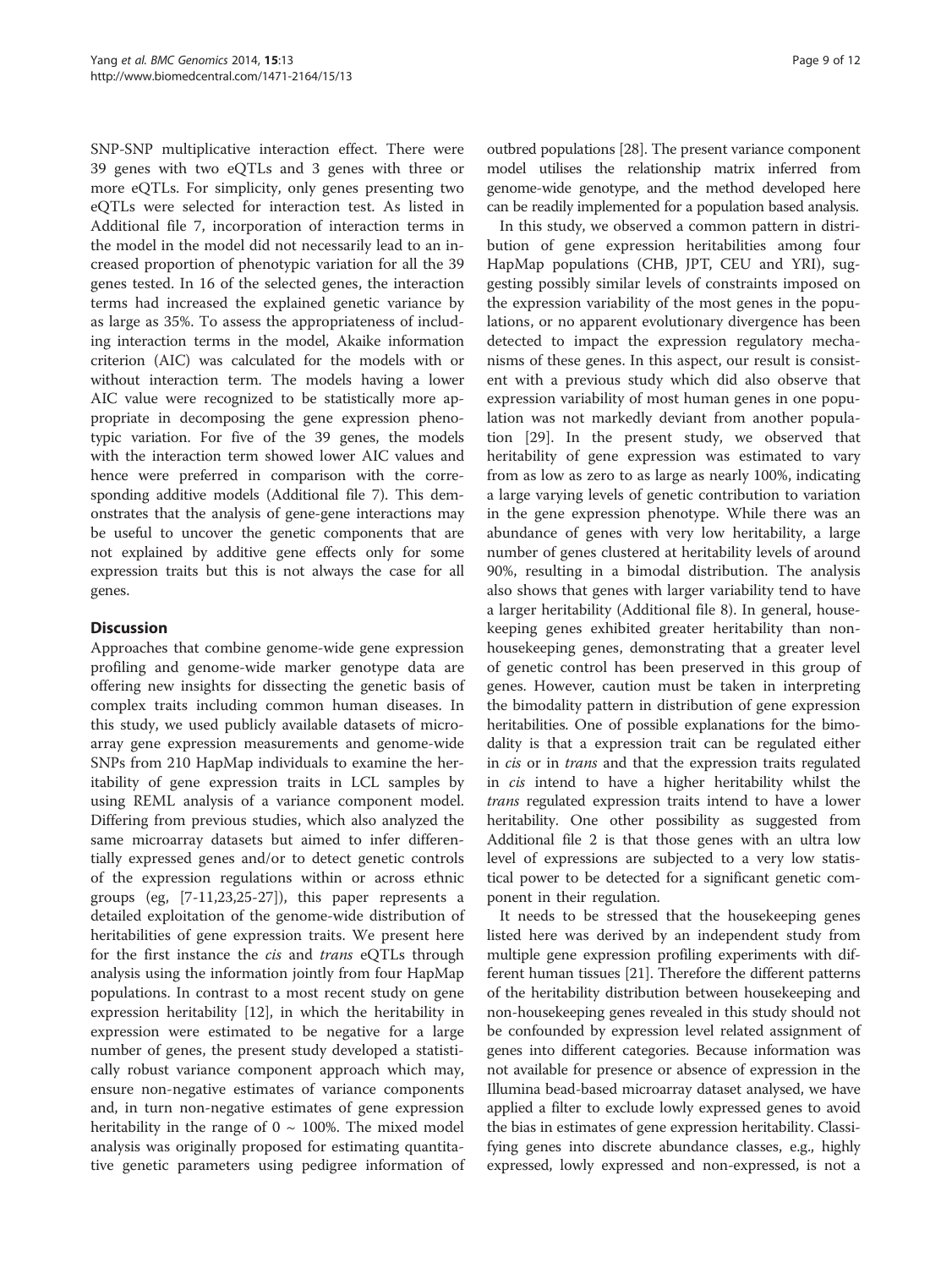SNP-SNP multiplicative interaction effect. There were 39 genes with two eQTLs and 3 genes with three or more eQTLs. For simplicity, only genes presenting two eQTLs were selected for interaction test. As listed in Additional file 7, incorporation of interaction terms in the model in the model did not necessarily lead to an increased proportion of phenotypic variation for all the 39 genes tested. In 16 of the selected genes, the interaction terms had increased the explained genetic variance by as large as 35%. To assess the appropriateness of including interaction terms in the model, Akaike information criterion (AIC) was calculated for the models with or without interaction term. The models having a lower AIC value were recognized to be statistically more appropriate in decomposing the gene expression phenotypic variation. For five of the 39 genes, the models with the interaction term showed lower AIC values and hence were preferred in comparison with the corresponding additive models (Additional file 7). This demonstrates that the analysis of gene-gene interactions may be useful to uncover the genetic components that are not explained by additive gene effects only for some expression traits but this is not always the case for all genes.

## Discussion

Approaches that combine genome-wide gene expression profiling and genome-wide marker genotype data are offering new insights for dissecting the genetic basis of complex traits including common human diseases. In this study, we used publicly available datasets of microarray gene expression measurements and genome-wide SNPs from 210 HapMap individuals to examine the heritability of gene expression traits in LCL samples by using REML analysis of a variance component model. Differing from previous studies, which also analyzed the same microarray datasets but aimed to infer differentially expressed genes and/or to detect genetic controls of the expression regulations within or across ethnic groups (eg, [7-11,23,25-27]), this paper represents a detailed exploitation of the genome-wide distribution of heritabilities of gene expression traits. We present here for the first instance the *cis* and *trans* eQTLs through analysis using the information jointly from four HapMap populations. In contrast to a most recent study on gene expression heritability [12], in which the heritability in expression were estimated to be negative for a large number of genes, the present study developed a statistically robust variance component approach which may, ensure non-negative estimates of variance components and, in turn non-negative estimates of gene expression heritability in the range of 0 ~ 100%. The mixed model analysis was originally proposed for estimating quantitative genetic parameters using pedigree information of outbred populations [28]. The present variance component model utilises the relationship matrix inferred from genome-wide genotype, and the method developed here can be readily implemented for a population based analysis.

In this study, we observed a common pattern in distribution of gene expression heritabilities among four HapMap populations (CHB, JPT, CEU and YRI), suggesting possibly similar levels of constraints imposed on the expression variability of the most genes in the populations, or no apparent evolutionary divergence has been detected to impact the expression regulatory mechanisms of these genes. In this aspect, our result is consistent with a previous study which did also observe that expression variability of most human genes in one population was not markedly deviant from another population [29]. In the present study, we observed that heritability of gene expression was estimated to vary from as low as zero to as large as nearly 100%, indicating a large varying levels of genetic contribution to variation in the gene expression phenotype. While there was an abundance of genes with very low heritability, a large number of genes clustered at heritability levels of around 90%, resulting in a bimodal distribution. The analysis also shows that genes with larger variability tend to have a larger heritability (Additional file 8). In general, housekeeping genes exhibited greater heritability than non-housekeeping genes, demonstrating that a greater level of genetic control has been preserved in this group of genes. However, caution must be taken in interpreting the bimodality pattern in distribution of gene expression heritabilities. One of possible explanations for the bimodality is that a expression trait can be regulated either in *cis* or in *trans* and that the expression traits regulated in *cis* intend to have a higher heritability whilst the *trans* regulated expression traits intend to have a lower heritability. One other possibility as suggested from Additional file 2 is that those genes with an ultra low level of expressions are subjected to a very low statistical power to be detected for a significant genetic component in their regulation.

It needs to be stressed that the housekeeping genes listed here was derived by an independent study from multiple gene expression profiling experiments with different human tissues [21]. Therefore the different patterns of the heritability distribution between housekeeping and non-housekeeping genes revealed in this study should not be confounded by expression level related assignment of genes into different categories. Because information was not available for presence or absence of expression in the Illumina bead-based microarray dataset analysed, we have applied a filter to exclude lowly expressed genes to avoid the bias in estimates of gene expression heritability. Classifying genes into discrete abundance classes, e.g., highly expressed, lowly expressed and non-expressed, is not a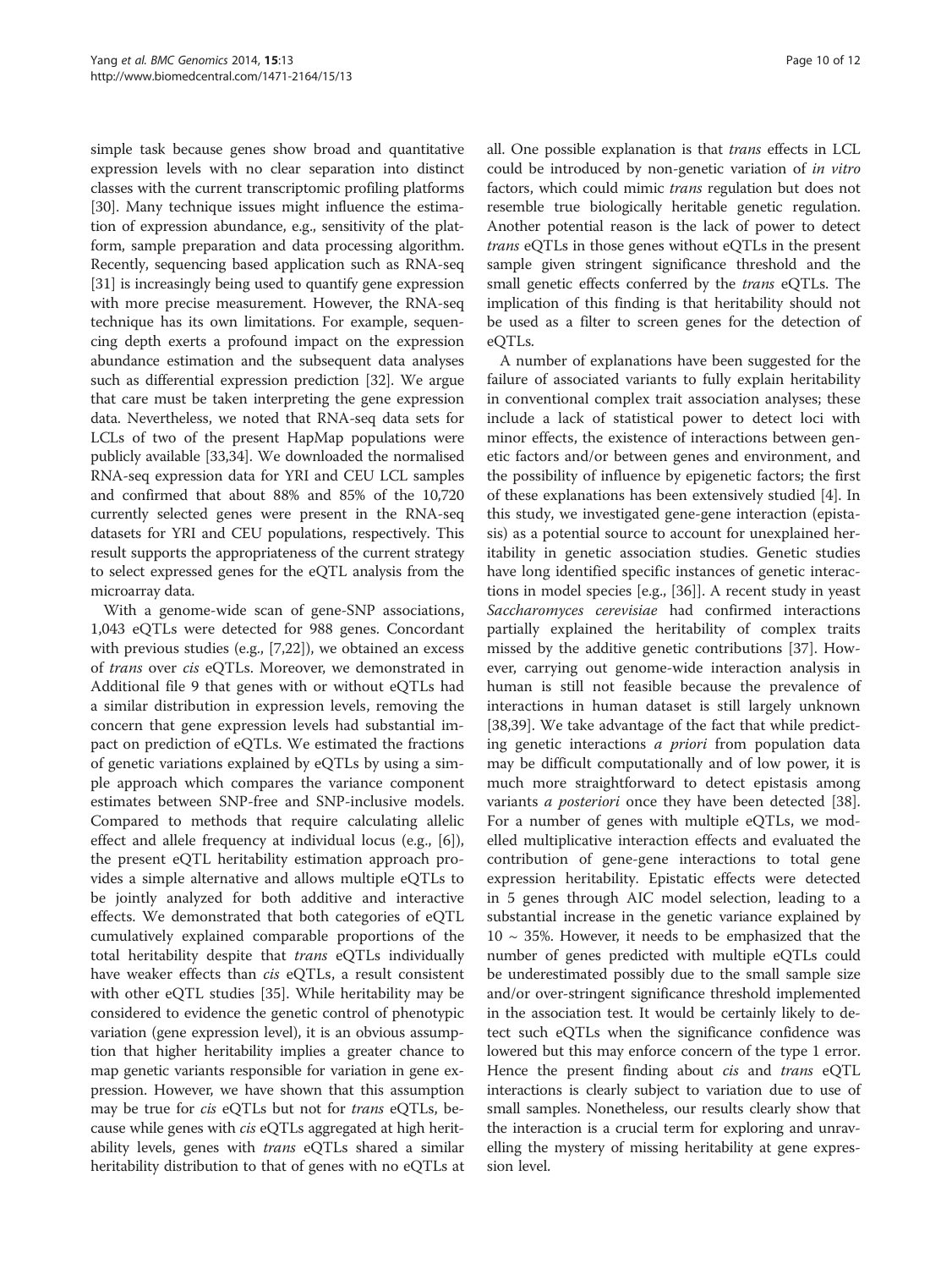simple task because genes show broad and quantitative expression levels with no clear separation into distinct classes with the current transcriptomic profiling platforms [30]. Many technique issues might influence the estimation of expression abundance, e.g., sensitivity of the platform, sample preparation and data processing algorithm. Recently, sequencing based application such as RNA-seq [31] is increasingly being used to quantify gene expression with more precise measurement. However, the RNA-seq technique has its own limitations. For example, sequencing depth exerts a profound impact on the expression abundance estimation and the subsequent data analyses such as differential expression prediction [32]. We argue that care must be taken interpreting the gene expression data. Nevertheless, we noted that RNA-seq data sets for LCLs of two of the present HapMap populations were publicly available [33,34]. We downloaded the normalised RNA-seq expression data for YRI and CEU LCL samples and confirmed that about 88% and 85% of the 10,720 currently selected genes were present in the RNA-seq datasets for YRI and CEU populations, respectively. This result supports the appropriateness of the current strategy to select expressed genes for the eQTL analysis from the microarray data.

With a genome-wide scan of gene-SNP associations, 1,043 eQTLs were detected for 988 genes. Concordant with previous studies (e.g., [7,22]), we obtained an excess of *trans* over *cis* eQTLs. Moreover, we demonstrated in Additional file 9 that genes with or without eQTLs had a similar distribution in expression levels, removing the concern that gene expression levels had substantial impact on prediction of eQTLs. We estimated the fractions of genetic variations explained by eQTLs by using a simple approach which compares the variance component estimates between SNP-free and SNP-inclusive models. Compared to methods that require calculating allelic effect and allele frequency at individual locus (e.g., [6]), the present eQTL heritability estimation approach provides a simple alternative and allows multiple eQTLs to be jointly analyzed for both additive and interactive effects. We demonstrated that both categories of eQTL cumulatively explained comparable proportions of the total heritability despite that *trans* eQTLs individually have weaker effects than *cis* eQTLs, a result consistent with other eQTL studies [35]. While heritability may be considered to evidence the genetic control of phenotypic variation (gene expression level), it is an obvious assumption that higher heritability implies a greater chance to map genetic variants responsible for variation in gene expression. However, we have shown that this assumption may be true for *cis* eQTLs but not for *trans* eQTLs, because while genes with *cis* eQTLs aggregated at high heritability levels, genes with *trans* eQTLs shared a similar heritability distribution to that of genes with no eQTLs at all. One possible explanation is that *trans* effects in LCL could be introduced by non-genetic variation of *in vitro* factors, which could mimic *trans* regulation but does not resemble true biologically heritable genetic regulation. Another potential reason is the lack of power to detect *trans* eQTLs in those genes without eQTLs in the present sample given stringent significance threshold and the small genetic effects conferred by the *trans* eQTLs. The implication of this finding is that heritability should not be used as a filter to screen genes for the detection of eQTLs.

A number of explanations have been suggested for the failure of associated variants to fully explain heritability in conventional complex trait association analyses; these include a lack of statistical power to detect loci with minor effects, the existence of interactions between genetic factors and/or between genes and environment, and the possibility of influence by epigenetic factors; the first of these explanations has been extensively studied [4]. In this study, we investigated gene-gene interaction (epistasis) as a potential source to account for unexplained heritability in genetic association studies. Genetic studies have long identified specific instances of genetic interactions in model species [e.g., [36]]. A recent study in yeast *Saccharomyces cerevisiae* had confirmed interactions partially explained the heritability of complex traits missed by the additive genetic contributions [37]. However, carrying out genome-wide interaction analysis in human is still not feasible because the prevalence of interactions in human dataset is still largely unknown [38,39]. We take advantage of the fact that while predicting genetic interactions *a priori* from population data may be difficult computationally and of low power, it is much more straightforward to detect epistasis among variants *a posteriori* once they have been detected [38]. For a number of genes with multiple eQTLs, we modelled multiplicative interaction effects and evaluated the contribution of gene-gene interactions to total gene expression heritability. Epistatic effects were detected in 5 genes through AIC model selection, leading to a substantial increase in the genetic variance explained by 10 ~ 35%. However, it needs to be emphasized that the number of genes predicted with multiple eQTLs could be underestimated possibly due to the small sample size and/or over-stringent significance threshold implemented in the association test. It would be certainly likely to detect such eQTLs when the significance confidence was lowered but this may enforce concern of the type 1 error. Hence the present finding about *cis* and *trans* eQTL interactions is clearly subject to variation due to use of small samples. Nonetheless, our results clearly show that the interaction is a crucial term for exploring and unravelling the mystery of missing heritability at gene expression level.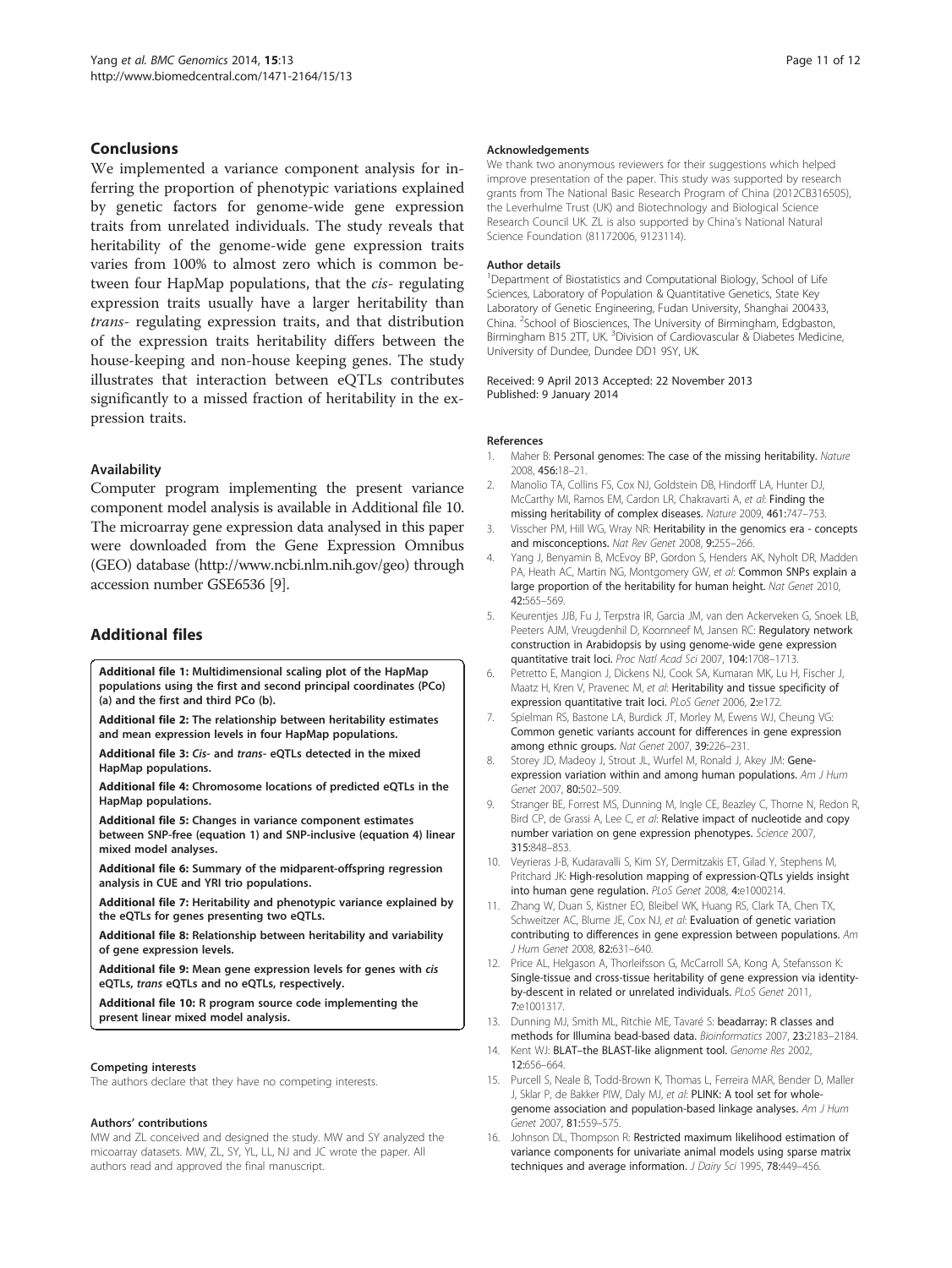## Conclusions

We implemented a variance component analysis for inferring the proportion of phenotypic variations explained by genetic factors for genome-wide gene expression traits from unrelated individuals. The study reveals that heritability of the genome-wide gene expression traits varies from 100% to almost zero which is common between four HapMap populations, that the *cis*- regulating expression traits usually have a larger heritability than *trans*- regulating expression traits, and that distribution of the expression traits heritability differs between the house-keeping and non-house keeping genes. The study illustrates that interaction between eQTLs contributes significantly to a missed fraction of heritability in the expression traits.

### Availability

Computer program implementing the present variance component model analysis is available in Additional file 10. The microarray gene expression data analysed in this paper were downloaded from the Gene Expression Omnibus (GEO) database (http://www.ncbi.nlm.nih.gov/geo) through accession number GSE6536 [9].

## Additional files

**Additional file 1: Multidimensional scaling plot of the HapMap populations using the first and second principal coordinates (PCo) (a) and the first and third PCo (b).**

**Additional file 2: The relationship between heritability estimates and mean expression levels in four HapMap populations.**

**Additional file 3: *Cis*- and *trans*- eQTLs detected in the mixed HapMap populations.**

**Additional file 4: Chromosome locations of predicted eQTLs in the HapMap populations.**

**Additional file 5: Changes in variance component estimates between SNP-free (equation 1) and SNP-inclusive (equation 4) linear mixed model analyses.**

**Additional file 6: Summary of the midparent-offspring regression analysis in CUE and YRI trio populations.**

**Additional file 7: Heritability and phenotypic variance explained by the eQTLs for genes presenting two eQTLs.**

**Additional file 8: Relationship between heritability and variability of gene expression levels.**

**Additional file 9: Mean gene expression levels for genes with *cis* eQTLs, *trans* eQTLs and no eQTLs, respectively.**

**Additional file 10: R program source code implementing the present linear mixed model analysis.**

#### Competing interests

The authors declare that they have no competing interests.

#### Authors' contributions

MW and ZL conceived and designed the study. MW and SY analyzed the micoarray datasets. MW, ZL, SY, YL, LL, NJ and JC wrote the paper. All authors read and approved the final manuscript.

#### Acknowledgements

We thank two anonymous reviewers for their suggestions which helped improve presentation of the paper. This study was supported by research grants from The National Basic Research Program of China (2012CB316505), the Leverhulme Trust (UK) and Biotechnology and Biological Science Research Council UK. ZL is also supported by China's National Natural Science Foundation (81172006, 9123114).

#### Author details

[1]Department of Biostatistics and Computational Biology, School of Life Sciences, Laboratory of Population & Quantitative Genetics, State Key Laboratory of Genetic Engineering, Fudan University, Shanghai 200433, China. [2]School of Biosciences, The University of Birmingham, Edgbaston, Birmingham B15 2TT, UK. [3]Division of Cardiovascular & Diabetes Medicine, University of Dundee, Dundee DD1 9SY, UK.

Received: 9 April 2013 Accepted: 22 November 2013
Published: 9 January 2014

#### References

1. Maher B: **Personal genomes: The case of the missing heritability.** *Nature* 2008, **456:**18–21.
2. Manolio TA, Collins FS, Cox NJ, Goldstein DB, Hindorff LA, Hunter DJ, McCarthy MI, Ramos EM, Cardon LR, Chakravarti A, *et al*: **Finding the missing heritability of complex diseases.** *Nature* 2009, **461:**747–753.
3. Visscher PM, Hill WG, Wray NR: **Heritability in the genomics era - concepts and misconceptions.** *Nat Rev Genet* 2008, **9:**255–266.
4. Yang J, Benyamin B, McEvoy BP, Gordon S, Henders AK, Nyholt DR, Madden PA, Heath AC, Martin NG, Montgomery GW, *et al*: **Common SNPs explain a large proportion of the heritability for human height.** *Nat Genet* 2010, **42:**565–569.
5. Keurentjes JJB, Fu J, Terpstra IR, Garcia JM, van den Ackerveken G, Snoek LB, Peeters AJM, Vreugdenhil D, Koornneef M, Jansen RC: **Regulatory network construction in Arabidopsis by using genome-wide gene expression quantitative trait loci.** *Proc Natl Acad Sci* 2007, **104:**1708–1713.
6. Petretto E, Mangion J, Dickens NJ, Cook SA, Kumaran MK, Lu H, Fischer J, Maatz H, Kren V, Pravenec M, *et al*: **Heritability and tissue specificity of expression quantitative trait loci.** *PLoS Genet* 2006, **2:**e172.
7. Spielman RS, Bastone LA, Burdick JT, Morley M, Ewens WJ, Cheung VG: **Common genetic variants account for differences in gene expression among ethnic groups.** *Nat Genet* 2007, **39:**226–231.
8. Storey JD, Madeoy J, Strout JL, Wurfel M, Ronald J, Akey JM: **Gene-expression variation within and among human populations.** *Am J Hum Genet* 2007, **80:**502–509.
9. Stranger BE, Forrest MS, Dunning M, Ingle CE, Beazley C, Thorne N, Redon R, Bird CP, de Grassi A, Lee C, *et al*: **Relative impact of nucleotide and copy number variation on gene expression phenotypes.** *Science* 2007, **315:**848–853.
10. Veyrieras J-B, Kudaravalli S, Kim SY, Dermitzakis ET, Gilad Y, Stephens M, Pritchard JK: **High-resolution mapping of expression-QTLs yields insight into human gene regulation.** *PLoS Genet* 2008, **4:**e1000214.
11. Zhang W, Duan S, Kistner EO, Bleibel WK, Huang RS, Clark TA, Chen TX, Schweitzer AC, Blume JE, Cox NJ, *et al*: **Evaluation of genetic variation contributing to differences in gene expression between populations.** *Am J Hum Genet* 2008, **82:**631–640.
12. Price AL, Helgason A, Thorleifsson G, McCarroll SA, Kong A, Stefansson K: **Single-tissue and cross-tissue heritability of gene expression via identity-by-descent in related or unrelated individuals.** *PLoS Genet* 2011, **7:**e1001317.
13. Dunning MJ, Smith ML, Ritchie ME, Tavaré S: **beadarray: R classes and methods for Illumina bead-based data.** *Bioinformatics* 2007, **23:**2183–2184.
14. Kent WJ: **BLAT–the BLAST-like alignment tool.** *Genome Res* 2002, **12:**656–664.
15. Purcell S, Neale B, Todd-Brown K, Thomas L, Ferreira MAR, Bender D, Maller J, Sklar P, de Bakker PIW, Daly MJ, *et al*: **PLINK: A tool set for whole-genome association and population-based linkage analyses.** *Am J Hum Genet* 2007, **81:**559–575.
16. Johnson DL, Thompson R: **Restricted maximum likelihood estimation of variance components for univariate animal models using sparse matrix techniques and average information.** *J Dairy Sci* 1995, **78:**449–456.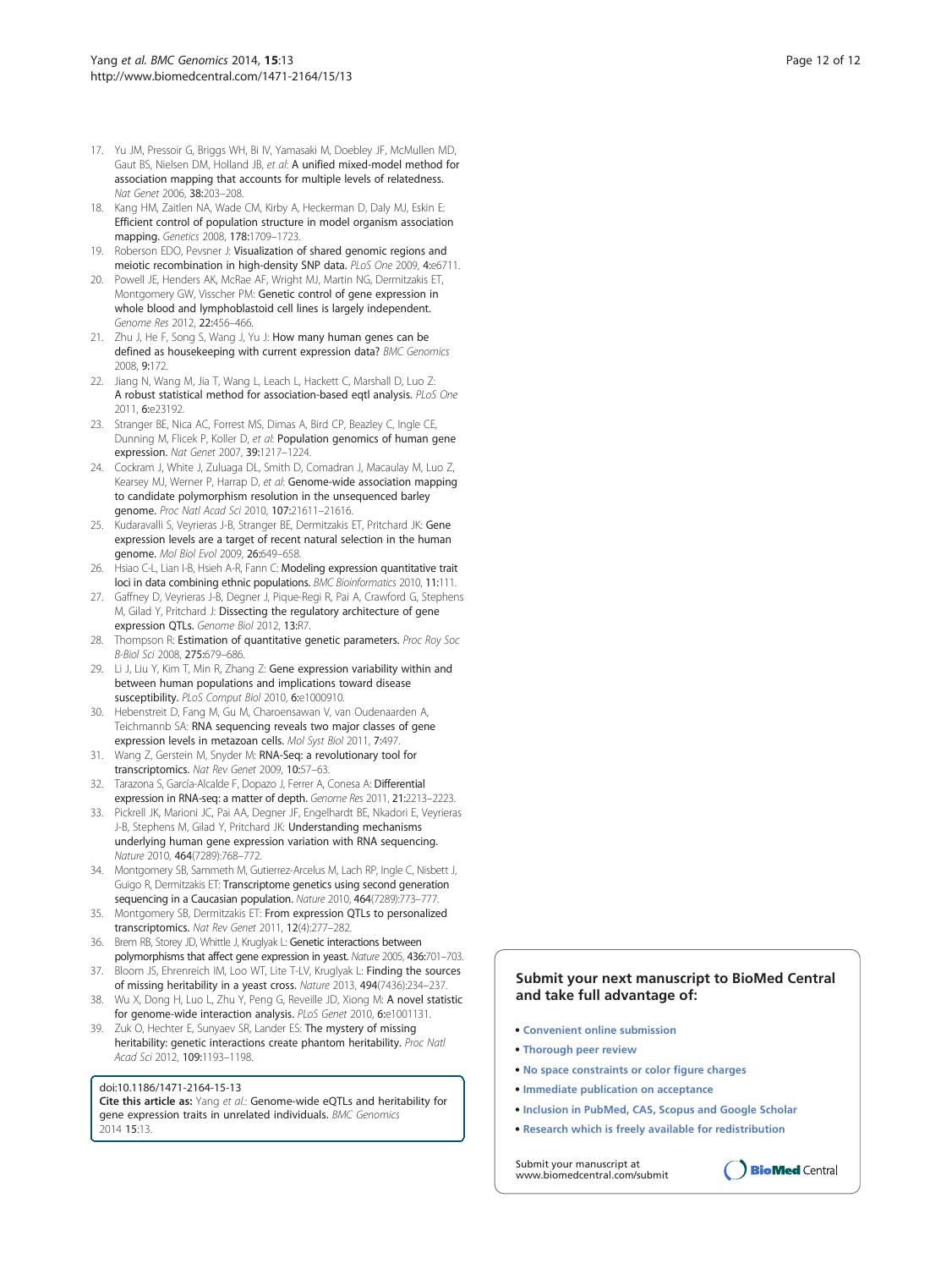17. Yu JM, Pressoir G, Briggs WH, Bi IV, Yamasaki M, Doebley JF, McMullen MD, Gaut BS, Nielsen DM, Holland JB, *et al*: A unified mixed-model method for association mapping that accounts for multiple levels of relatedness. *Nat Genet* 2006, **38:**203–208.
18. Kang HM, Zaitlen NA, Wade CM, Kirby A, Heckerman D, Daly MJ, Eskin E: Efficient control of population structure in model organism association mapping. *Genetics* 2008, **178:**1709–1723.
19. Roberson EDO, Pevsner J: Visualization of shared genomic regions and meiotic recombination in high-density SNP data. *PLoS One* 2009, **4:**e6711.
20. Powell JE, Henders AK, McRae AF, Wright MJ, Martin NG, Dermitzakis ET, Montgomery GW, Visscher PM: Genetic control of gene expression in whole blood and lymphoblastoid cell lines is largely independent. *Genome Res* 2012, **22:**456–466.
21. Zhu J, He F, Song S, Wang J, Yu J: How many human genes can be defined as housekeeping with current expression data? *BMC Genomics* 2008, **9:**172.
22. Jiang N, Wang M, Jia T, Wang L, Leach L, Hackett C, Marshall D, Luo Z: A robust statistical method for association-based eqtl analysis. *PLoS One* 2011, **6:**e23192.
23. Stranger BE, Nica AC, Forrest MS, Dimas A, Bird CP, Beazley C, Ingle CE, Dunning M, Flicek P, Koller D, *et al*: Population genomics of human gene expression. *Nat Genet* 2007, **39:**1217–1224.
24. Cockram J, White J, Zuluaga DL, Smith D, Comadran J, Macaulay M, Luo Z, Kearsey MJ, Werner P, Harrap D, *et al*: Genome-wide association mapping to candidate polymorphism resolution in the unsequenced barley genome. *Proc Natl Acad Sci* 2010, **107:**21611–21616.
25. Kudaravalli S, Veyrieras J-B, Stranger BE, Dermitzakis ET, Pritchard JK: Gene expression levels are a target of recent natural selection in the human genome. *Mol Biol Evol* 2009, **26:**649–658.
26. Hsiao C-L, Lian I-B, Hsieh A-R, Fann C: Modeling expression quantitative trait loci in data combining ethnic populations. *BMC Bioinformatics* 2010, **11:**111.
27. Gaffney D, Veyrieras J-B, Degner J, Pique-Regi R, Pai A, Crawford G, Stephens M, Gilad Y, Pritchard J: Dissecting the regulatory architecture of gene expression QTLs. *Genome Biol* 2012, **13:**R7.
28. Thompson R: Estimation of quantitative genetic parameters. *Proc Roy Soc B-Biol Sci* 2008, **275:**679–686.
29. Li J, Liu Y, Kim T, Min R, Zhang Z: Gene expression variability within and between human populations and implications toward disease susceptibility. *PLoS Comput Biol* 2010, **6:**e1000910.
30. Hebenstreit D, Fang M, Gu M, Charoensawan V, van Oudenaarden A, Teichmannb SA: RNA sequencing reveals two major classes of gene expression levels in metazoan cells. *Mol Syst Biol* 2011, **7:**497.
31. Wang Z, Gerstein M, Snyder M: RNA-Seq: a revolutionary tool for transcriptomics. *Nat Rev Genet* 2009, **10:**57–63.
32. Tarazona S, García-Alcalde F, Dopazo J, Ferrer A, Conesa A: Differential expression in RNA-seq: a matter of depth. *Genome Res* 2011, **21:**2213–2223.
33. Pickrell JK, Marioni JC, Pai AA, Degner JF, Engelhardt BE, Nkadori E, Veyrieras J-B, Stephens M, Gilad Y, Pritchard JK: Understanding mechanisms underlying human gene expression variation with RNA sequencing. *Nature* 2010, **464**(7289):768–772.
34. Montgomery SB, Sammeth M, Gutierrez-Arcelus M, Lach RP, Ingle C, Nisbett J, Guigo R, Dermitzakis ET: Transcriptome genetics using second generation sequencing in a Caucasian population. *Nature* 2010, **464**(7289):773–777.
35. Montgomery SB, Dermitzakis ET: From expression QTLs to personalized transcriptomics. *Nat Rev Genet* 2011, **12**(4):277–282.
36. Brem RB, Storey JD, Whittle J, Kruglyak L: Genetic interactions between polymorphisms that affect gene expression in yeast. *Nature* 2005, **436:**701–703.
37. Bloom JS, Ehrenreich IM, Loo WT, Lite T-LV, Kruglyak L: Finding the sources of missing heritability in a yeast cross. *Nature* 2013, **494**(7436):234–237.
38. Wu X, Dong H, Luo L, Zhu Y, Peng G, Reveille JD, Xiong M: A novel statistic for genome-wide interaction analysis. *PLoS Genet* 2010, **6:**e1001131.
39. Zuk O, Hechter E, Sunyaev SR, Lander ES: The mystery of missing heritability: genetic interactions create phantom heritability. *Proc Natl Acad Sci* 2012, **109:**1193–1198.

doi:10.1186/1471-2164-15-13
**Cite this article as:** Yang *et al.*: Genome-wide eQTLs and heritability for gene expression traits in unrelated individuals. *BMC Genomics* 2014 **15**:13.

**Submit your next manuscript to BioMed Central and take full advantage of:**

- Convenient online submission
- Thorough peer review
- No space constraints or color figure charges
- Immediate publication on acceptance
- Inclusion in PubMed, CAS, Scopus and Google Scholar
- Research which is freely available for redistribution

Submit your manuscript at www.biomedcentral.com/submit

BioMed Central